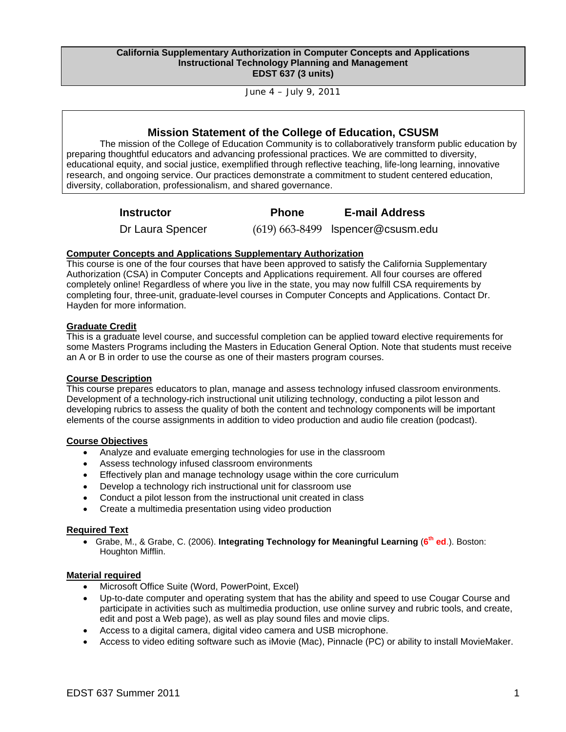**California Supplementary Authorization in Computer Concepts and Applications**
**Instructional Technology Planning and Management**
**EDST 637 (3 units)**

June 4 – July 9, 2011

## Mission Statement of the College of Education, CSUSM

The mission of the College of Education Community is to collaboratively transform public education by preparing thoughtful educators and advancing professional practices. We are committed to diversity, educational equity, and social justice, exemplified through reflective teaching, life-long learning, innovative research, and ongoing service. Our practices demonstrate a commitment to student centered education, diversity, collaboration, professionalism, and shared governance.

| Instructor | Phone | E-mail Address |
|---|---|---|
| Dr Laura Spencer | (619) 663-8499 | lspencer@csusm.edu |

### Computer Concepts and Applications Supplementary Authorization

This course is one of the four courses that have been approved to satisfy the California Supplementary Authorization (CSA) in Computer Concepts and Applications requirement. All four courses are offered completely online! Regardless of where you live in the state, you may now fulfill CSA requirements by completing four, three-unit, graduate-level courses in Computer Concepts and Applications. Contact Dr. Hayden for more information.

### Graduate Credit

This is a graduate level course, and successful completion can be applied toward elective requirements for some Masters Programs including the Masters in Education General Option. Note that students must receive an A or B in order to use the course as one of their masters program courses.

### Course Description

This course prepares educators to plan, manage and assess technology infused classroom environments. Development of a technology-rich instructional unit utilizing technology, conducting a pilot lesson and developing rubrics to assess the quality of both the content and technology components will be important elements of the course assignments in addition to video production and audio file creation (podcast).

### Course Objectives

- Analyze and evaluate emerging technologies for use in the classroom
- Assess technology infused classroom environments
- Effectively plan and manage technology usage within the core curriculum
- Develop a technology rich instructional unit for classroom use
- Conduct a pilot lesson from the instructional unit created in class
- Create a multimedia presentation using video production

### Required Text

- Grabe, M., & Grabe, C. (2006). **Integrating Technology for Meaningful Learning** (**6th ed**.). Boston: Houghton Mifflin.

### Material required

- Microsoft Office Suite (Word, PowerPoint, Excel)
- Up-to-date computer and operating system that has the ability and speed to use Cougar Course and participate in activities such as multimedia production, use online survey and rubric tools, and create, edit and post a Web page), as well as play sound files and movie clips.
- Access to a digital camera, digital video camera and USB microphone.
- Access to video editing software such as iMovie (Mac), Pinnacle (PC) or ability to install MovieMaker.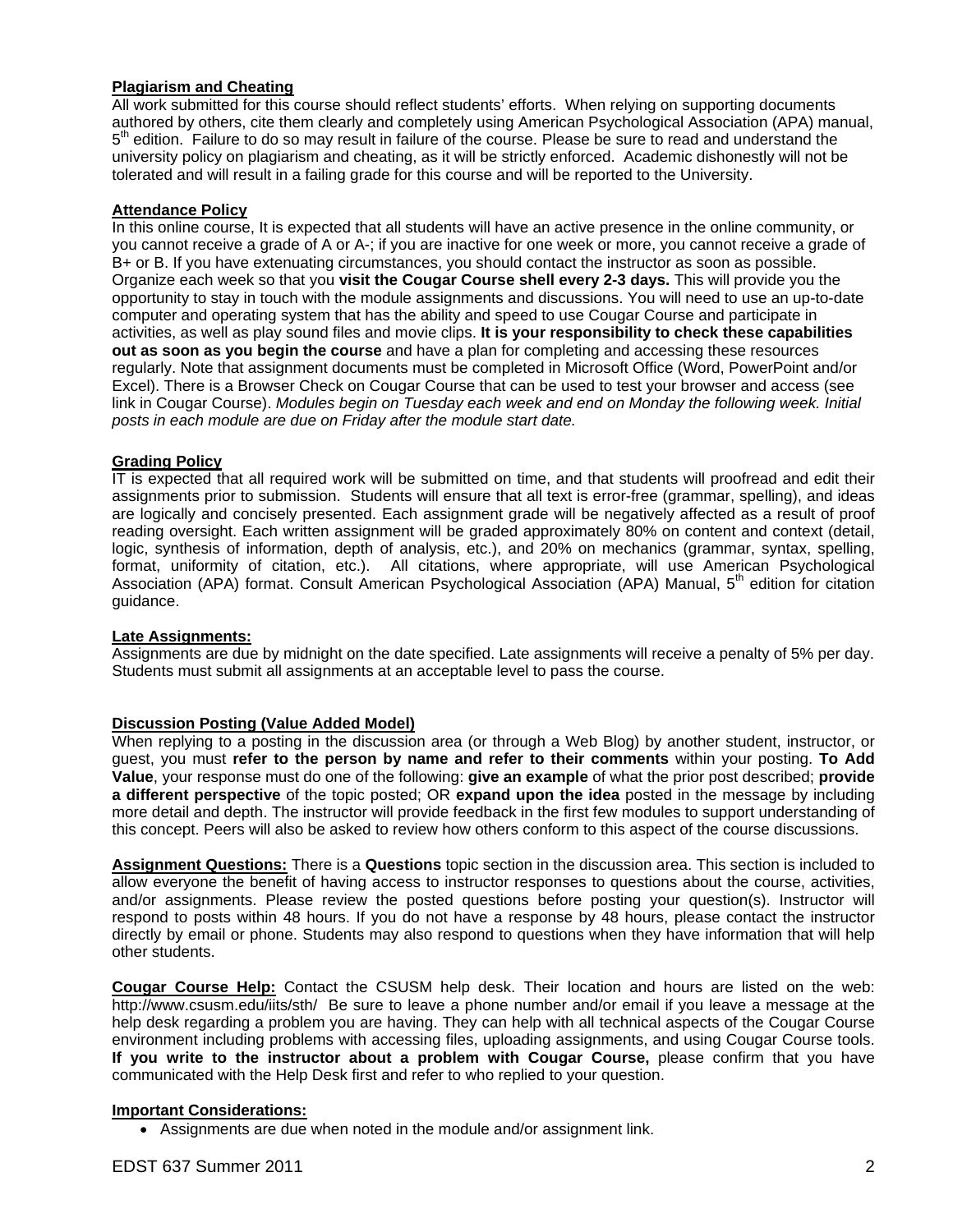**Plagiarism and Cheating**

All work submitted for this course should reflect students' efforts. When relying on supporting documents authored by others, cite them clearly and completely using American Psychological Association (APA) manual, 5th edition. Failure to do so may result in failure of the course. Please be sure to read and understand the university policy on plagiarism and cheating, as it will be strictly enforced. Academic dishonestly will not be tolerated and will result in a failing grade for this course and will be reported to the University.

**Attendance Policy**

In this online course, It is expected that all students will have an active presence in the online community, or you cannot receive a grade of A or A-; if you are inactive for one week or more, you cannot receive a grade of B+ or B. If you have extenuating circumstances, you should contact the instructor as soon as possible. Organize each week so that you **visit the Cougar Course shell every 2-3 days.** This will provide you the opportunity to stay in touch with the module assignments and discussions. You will need to use an up-to-date computer and operating system that has the ability and speed to use Cougar Course and participate in activities, as well as play sound files and movie clips. **It is your responsibility to check these capabilities out as soon as you begin the course** and have a plan for completing and accessing these resources regularly. Note that assignment documents must be completed in Microsoft Office (Word, PowerPoint and/or Excel). There is a Browser Check on Cougar Course that can be used to test your browser and access (see link in Cougar Course). *Modules begin on Tuesday each week and end on Monday the following week. Initial posts in each module are due on Friday after the module start date.*

**Grading Policy**

IT is expected that all required work will be submitted on time, and that students will proofread and edit their assignments prior to submission. Students will ensure that all text is error-free (grammar, spelling), and ideas are logically and concisely presented. Each assignment grade will be negatively affected as a result of proof reading oversight. Each written assignment will be graded approximately 80% on content and context (detail, logic, synthesis of information, depth of analysis, etc.), and 20% on mechanics (grammar, syntax, spelling, format, uniformity of citation, etc.). All citations, where appropriate, will use American Psychological Association (APA) format. Consult American Psychological Association (APA) Manual, 5th edition for citation guidance.

**Late Assignments:**

Assignments are due by midnight on the date specified. Late assignments will receive a penalty of 5% per day. Students must submit all assignments at an acceptable level to pass the course.

**Discussion Posting (Value Added Model)**

When replying to a posting in the discussion area (or through a Web Blog) by another student, instructor, or guest, you must **refer to the person by name and refer to their comments** within your posting. **To Add Value**, your response must do one of the following: **give an example** of what the prior post described; **provide a different perspective** of the topic posted; OR **expand upon the idea** posted in the message by including more detail and depth. The instructor will provide feedback in the first few modules to support understanding of this concept. Peers will also be asked to review how others conform to this aspect of the course discussions.

**Assignment Questions:** There is a **Questions** topic section in the discussion area. This section is included to allow everyone the benefit of having access to instructor responses to questions about the course, activities, and/or assignments. Please review the posted questions before posting your question(s). Instructor will respond to posts within 48 hours. If you do not have a response by 48 hours, please contact the instructor directly by email or phone. Students may also respond to questions when they have information that will help other students.

**Cougar Course Help:** Contact the CSUSM help desk. Their location and hours are listed on the web: http://www.csusm.edu/iits/sth/ Be sure to leave a phone number and/or email if you leave a message at the help desk regarding a problem you are having. They can help with all technical aspects of the Cougar Course environment including problems with accessing files, uploading assignments, and using Cougar Course tools. **If you write to the instructor about a problem with Cougar Course,** please confirm that you have communicated with the Help Desk first and refer to who replied to your question.

**Important Considerations:**

- Assignments are due when noted in the module and/or assignment link.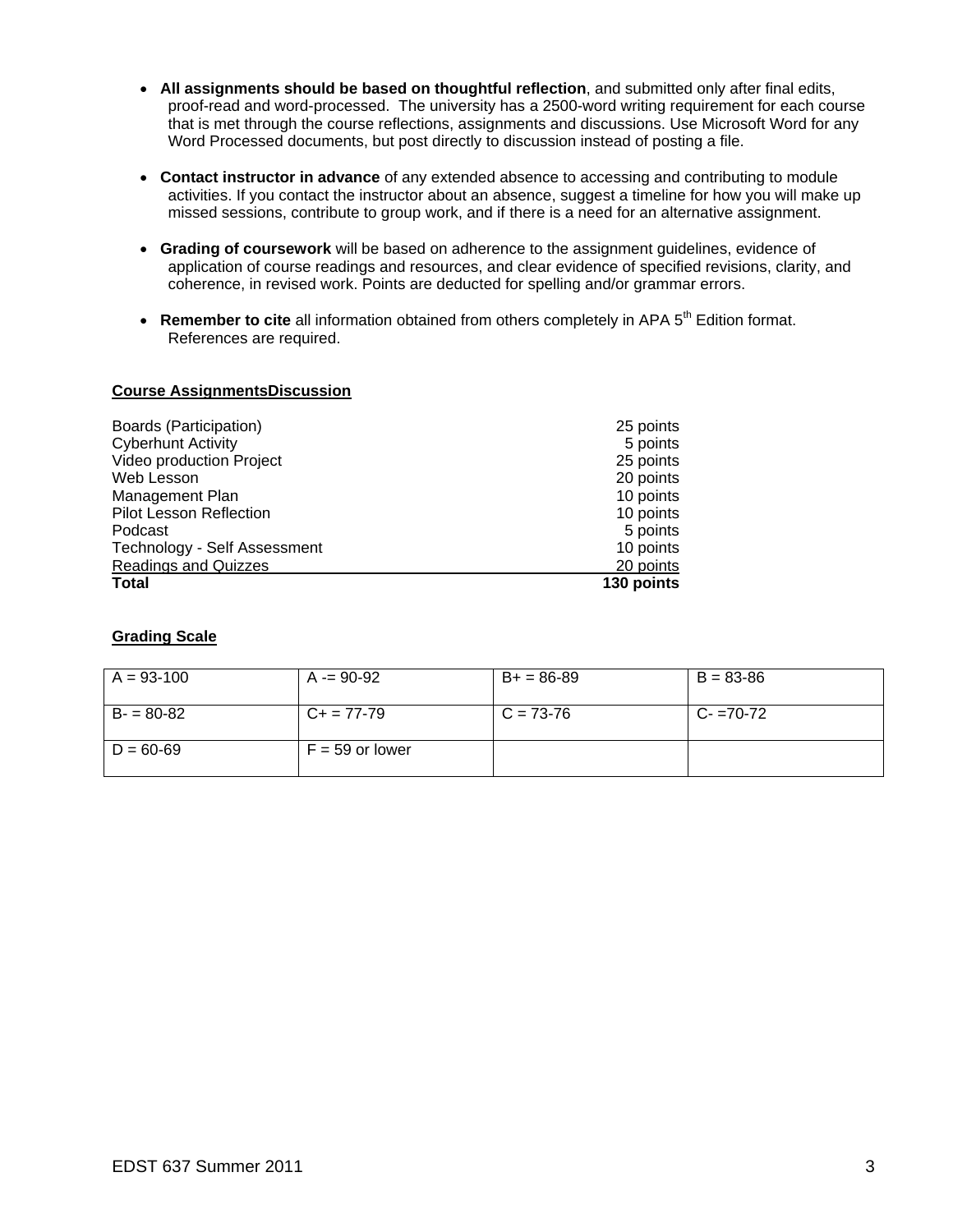- **All assignments should be based on thoughtful reflection**, and submitted only after final edits, proof-read and word-processed. The university has a 2500-word writing requirement for each course that is met through the course reflections, assignments and discussions. Use Microsoft Word for any Word Processed documents, but post directly to discussion instead of posting a file.

- **Contact instructor in advance** of any extended absence to accessing and contributing to module activities. If you contact the instructor about an absence, suggest a timeline for how you will make up missed sessions, contribute to group work, and if there is a need for an alternative assignment.

- **Grading of coursework** will be based on adherence to the assignment guidelines, evidence of application of course readings and resources, and clear evidence of specified revisions, clarity, and coherence, in revised work. Points are deducted for spelling and/or grammar errors.

- **Remember to cite** all information obtained from others completely in APA 5th Edition format. References are required.

**Course AssignmentsDiscussion**

| | |
|---|---|
| Boards (Participation) | 25 points |
| Cyberhunt Activity | 5 points |
| Video production Project | 25 points |
| Web Lesson | 20 points |
| Management Plan | 10 points |
| Pilot Lesson Reflection | 10 points |
| Podcast | 5 points |
| Technology - Self Assessment | 10 points |
| Readings and Quizzes | 20 points |
| **Total** | **130 points** |

**Grading Scale**

| | | | |
|---|---|---|---|
| A = 93-100 | A -= 90-92 | B+ = 86-89 | B = 83-86 |
| B- = 80-82 | C+ = 77-79 | C = 73-76 | C- =70-72 |
| D = 60-69 | F = 59 or lower | | |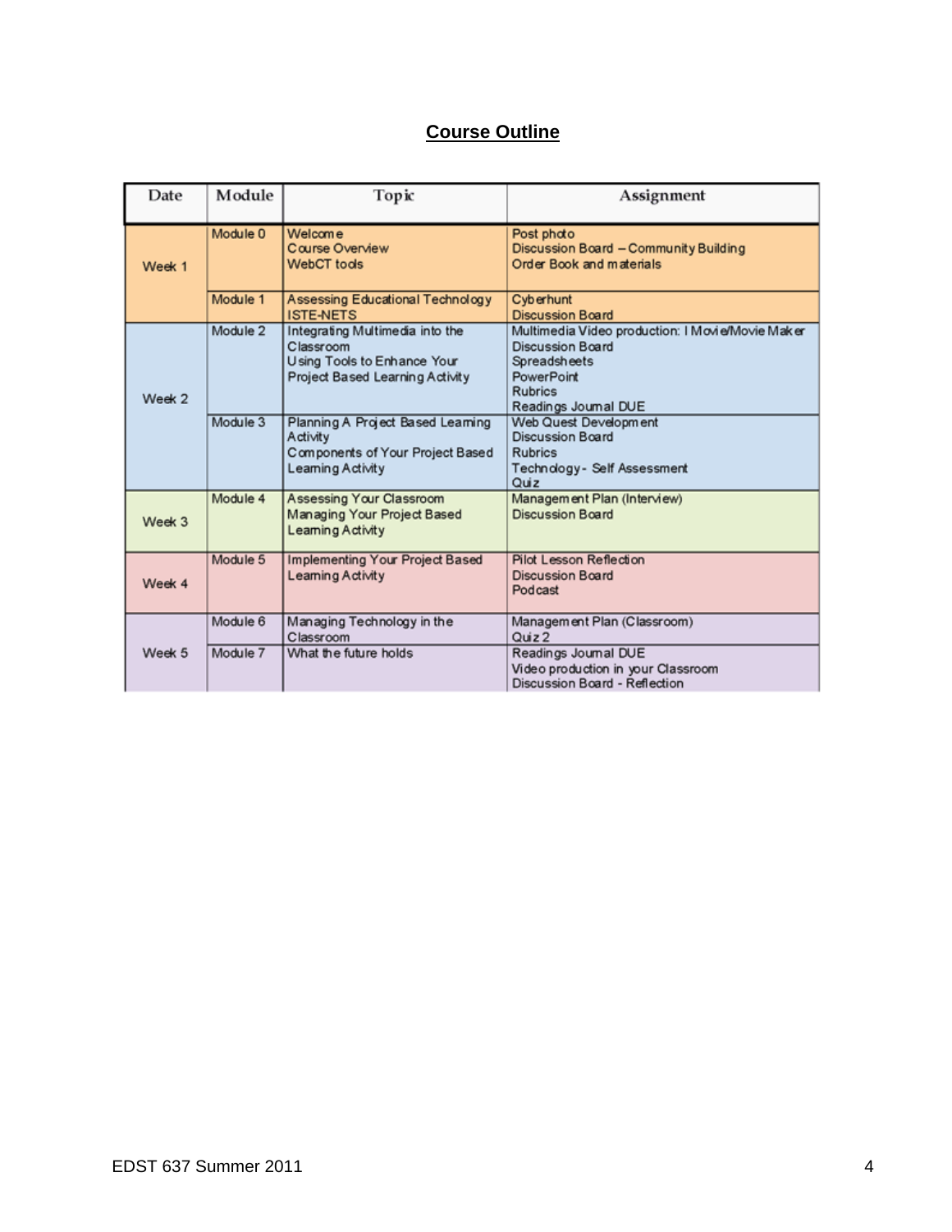## Course Outline

| Date | Module | Topic | Assignment |
|---|---|---|---|
| Week 1 | Module 0 | Welcome<br>Course Overview<br>WebCT tools | Post photo<br>Discussion Board – Community Building<br>Order Book and materials |
| | Module 1 | Assessing Educational Technology<br>ISTE-NETS | Cyberhunt<br>Discussion Board |
| Week 2 | Module 2 | Integrating Multimedia into the Classroom<br>Using Tools to Enhance Your Project Based Learning Activity | Multimedia Video production: I Movie/Movie Maker<br>Discussion Board<br>Spreadsheets<br>PowerPoint<br>Rubrics<br>Readings Journal DUE |
| | Module 3 | Planning A Project Based Learning Activity<br>Components of Your Project Based Learning Activity | Web Quest Development<br>Discussion Board<br>Rubrics<br>Technology- Self Assessment<br>Quiz |
| Week 3 | Module 4 | Assessing Your Classroom<br>Managing Your Project Based Learning Activity | Management Plan (Interview)<br>Discussion Board |
| Week 4 | Module 5 | Implementing Your Project Based Learning Activity | Pilot Lesson Reflection<br>Discussion Board<br>Podcast |
| Week 5 | Module 6 | Managing Technology in the Classroom | Management Plan (Classroom)<br>Quiz 2 |
| | Module 7 | What the future holds | Readings Journal DUE<br>Video production in your Classroom<br>Discussion Board - Reflection |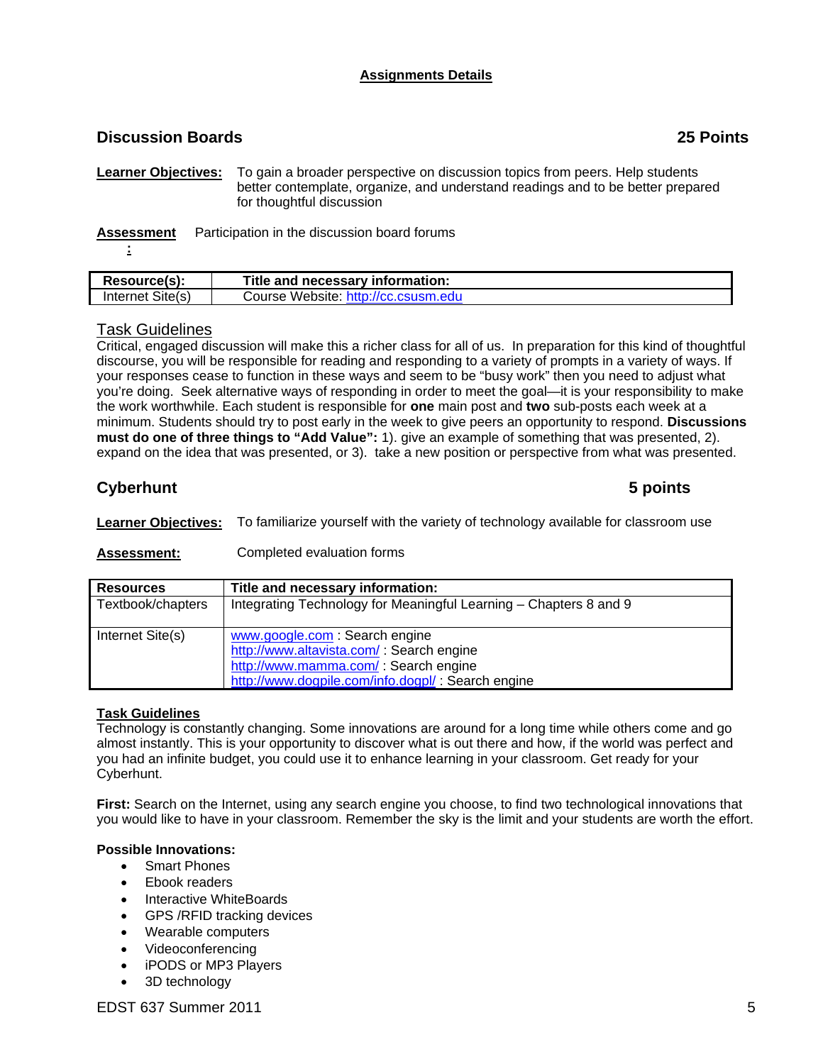## Assignments Details

### Discussion Boards — 25 Points

**Learner Objectives:** To gain a broader perspective on discussion topics from peers. Help students better contemplate, organize, and understand readings and to be better prepared for thoughtful discussion

**Assessment:** Participation in the discussion board forums

| Resource(s): | Title and necessary information: |
|---|---|
| Internet Site(s) | Course Website: http://cc.csusm.edu |

#### Task Guidelines

Critical, engaged discussion will make this a richer class for all of us. In preparation for this kind of thoughtful discourse, you will be responsible for reading and responding to a variety of prompts in a variety of ways. If your responses cease to function in these ways and seem to be "busy work" then you need to adjust what you're doing. Seek alternative ways of responding in order to meet the goal—it is your responsibility to make the work worthwhile. Each student is responsible for **one** main post and **two** sub-posts each week at a minimum. Students should try to post early in the week to give peers an opportunity to respond. **Discussions must do one of three things to "Add Value":** 1). give an example of something that was presented, 2). expand on the idea that was presented, or 3). take a new position or perspective from what was presented.

### Cyberhunt — 5 points

**Learner Objectives:** To familiarize yourself with the variety of technology available for classroom use

**Assessment:** Completed evaluation forms

| Resources | Title and necessary information: |
|---|---|
| Textbook/chapters | Integrating Technology for Meaningful Learning – Chapters 8 and 9 |
| Internet Site(s) | www.google.com : Search engine<br>http://www.altavista.com/ : Search engine<br>http://www.mamma.com/ : Search engine<br>http://www.dogpile.com/info.dogpl/ : Search engine |

#### Task Guidelines

Technology is constantly changing. Some innovations are around for a long time while others come and go almost instantly. This is your opportunity to discover what is out there and how, if the world was perfect and you had an infinite budget, you could use it to enhance learning in your classroom. Get ready for your Cyberhunt.

**First:** Search on the Internet, using any search engine you choose, to find two technological innovations that you would like to have in your classroom. Remember the sky is the limit and your students are worth the effort.

**Possible Innovations:**

- Smart Phones
- Ebook readers
- Interactive WhiteBoards
- GPS /RFID tracking devices
- Wearable computers
- Videoconferencing
- iPODS or MP3 Players
- 3D technology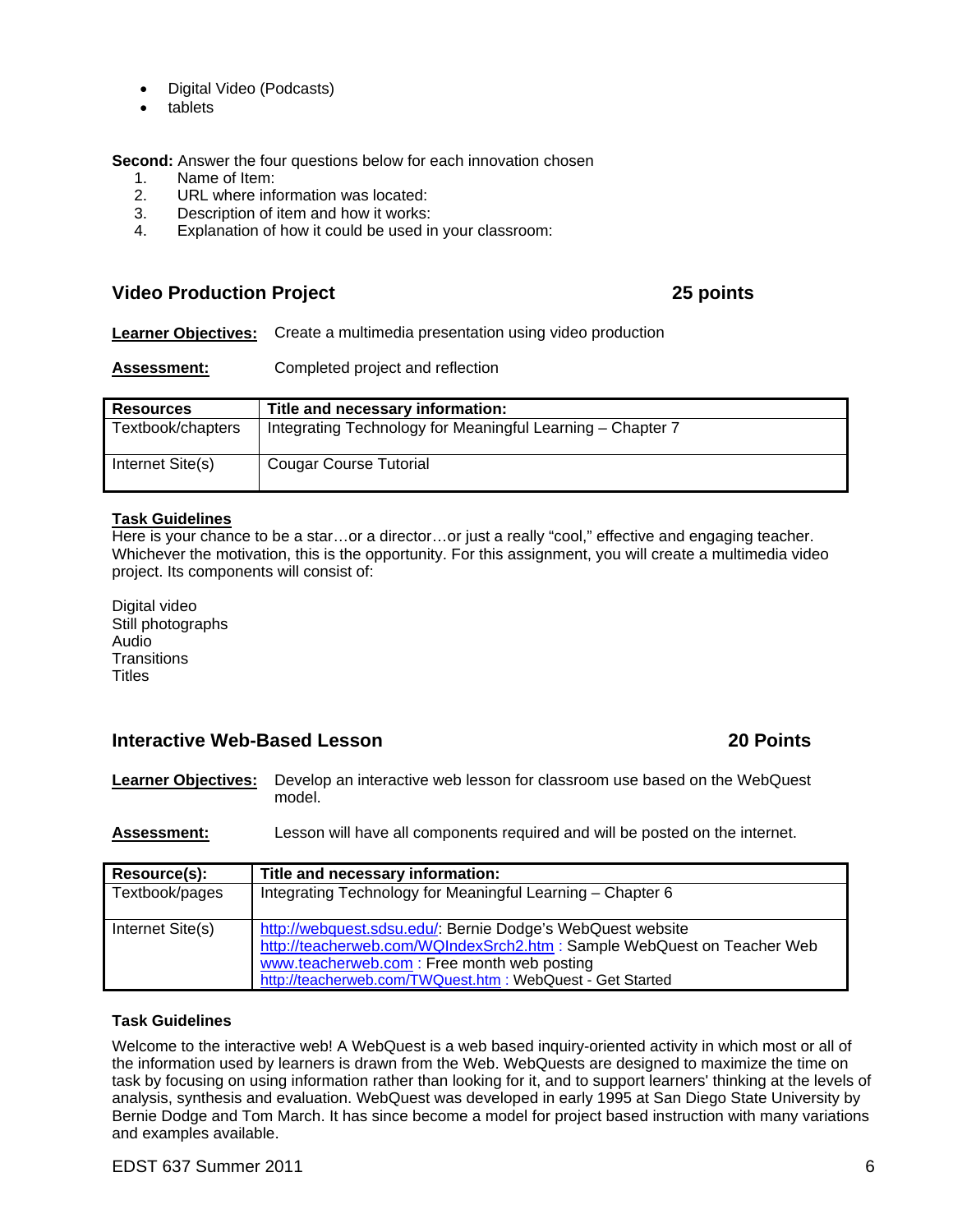- Digital Video (Podcasts)
- tablets

**Second:** Answer the four questions below for each innovation chosen

1. Name of Item:
2. URL where information was located:
3. Description of item and how it works:
4. Explanation of how it could be used in your classroom:

## Video Production Project — 25 points

**Learner Objectives:** Create a multimedia presentation using video production

**Assessment:** Completed project and reflection

| Resources | Title and necessary information: |
|---|---|
| Textbook/chapters | Integrating Technology for Meaningful Learning – Chapter 7 |
| Internet Site(s) | Cougar Course Tutorial |

**Task Guidelines**

Here is your chance to be a star…or a director…or just a really "cool," effective and engaging teacher. Whichever the motivation, this is the opportunity. For this assignment, you will create a multimedia video project. Its components will consist of:

Digital video
Still photographs
Audio
Transitions
Titles

## Interactive Web-Based Lesson — 20 Points

**Learner Objectives:** Develop an interactive web lesson for classroom use based on the WebQuest model.

**Assessment:** Lesson will have all components required and will be posted on the internet.

| Resource(s): | Title and necessary information: |
|---|---|
| Textbook/pages | Integrating Technology for Meaningful Learning – Chapter 6 |
| Internet Site(s) | http://webquest.sdsu.edu/: Bernie Dodge's WebQuest website<br>http://teacherweb.com/WQIndexSrch2.htm : Sample WebQuest on Teacher Web<br>www.teacherweb.com : Free month web posting<br>http://teacherweb.com/TWQuest.htm : WebQuest - Get Started |

**Task Guidelines**

Welcome to the interactive web! A WebQuest is a web based inquiry-oriented activity in which most or all of the information used by learners is drawn from the Web. WebQuests are designed to maximize the time on task by focusing on using information rather than looking for it, and to support learners' thinking at the levels of analysis, synthesis and evaluation. WebQuest was developed in early 1995 at San Diego State University by Bernie Dodge and Tom March. It has since become a model for project based instruction with many variations and examples available.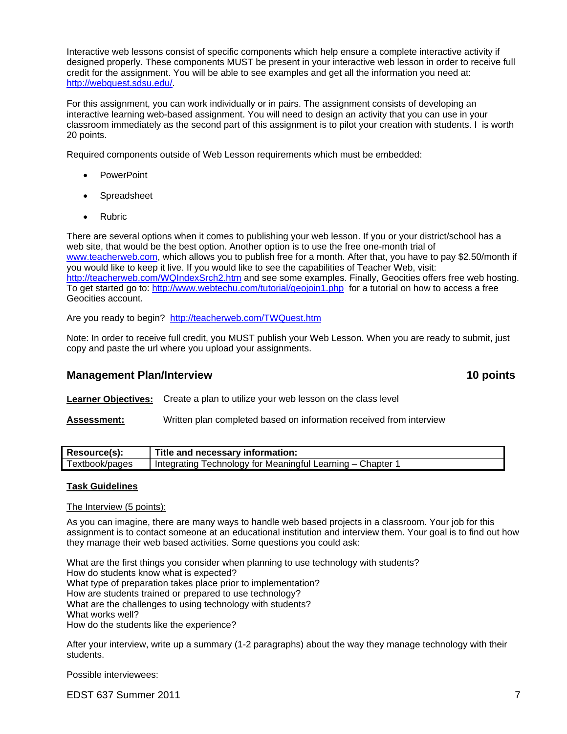Interactive web lessons consist of specific components which help ensure a complete interactive activity if designed properly. These components MUST be present in your interactive web lesson in order to receive full credit for the assignment. You will be able to see examples and get all the information you need at: http://webquest.sdsu.edu/.

For this assignment, you can work individually or in pairs. The assignment consists of developing an interactive learning web-based assignment. You will need to design an activity that you can use in your classroom immediately as the second part of this assignment is to pilot your creation with students. I is worth 20 points.

Required components outside of Web Lesson requirements which must be embedded:

- PowerPoint
- Spreadsheet
- Rubric

There are several options when it comes to publishing your web lesson. If you or your district/school has a web site, that would be the best option. Another option is to use the free one-month trial of www.teacherweb.com, which allows you to publish free for a month. After that, you have to pay $2.50/month if you would like to keep it live. If you would like to see the capabilities of Teacher Web, visit: http://teacherweb.com/WQIndexSrch2.htm and see some examples. Finally, Geocities offers free web hosting. To get started go to: http://www.webtechu.com/tutorial/geojoin1.php for a tutorial on how to access a free Geocities account.

Are you ready to begin? http://teacherweb.com/TWQuest.htm

Note: In order to receive full credit, you MUST publish your Web Lesson. When you are ready to submit, just copy and paste the url where you upload your assignments.

## Management Plan/Interview — 10 points

**Learner Objectives:** Create a plan to utilize your web lesson on the class level

**Assessment:** Written plan completed based on information received from interview

| Resource(s): | Title and necessary information: |
|---|---|
| Textbook/pages | Integrating Technology for Meaningful Learning – Chapter 1 |

**Task Guidelines**

The Interview (5 points):

As you can imagine, there are many ways to handle web based projects in a classroom. Your job for this assignment is to contact someone at an educational institution and interview them. Your goal is to find out how they manage their web based activities. Some questions you could ask:

What are the first things you consider when planning to use technology with students?
How do students know what is expected?
What type of preparation takes place prior to implementation?
How are students trained or prepared to use technology?
What are the challenges to using technology with students?
What works well?
How do the students like the experience?

After your interview, write up a summary (1-2 paragraphs) about the way they manage technology with their students.

Possible interviewees: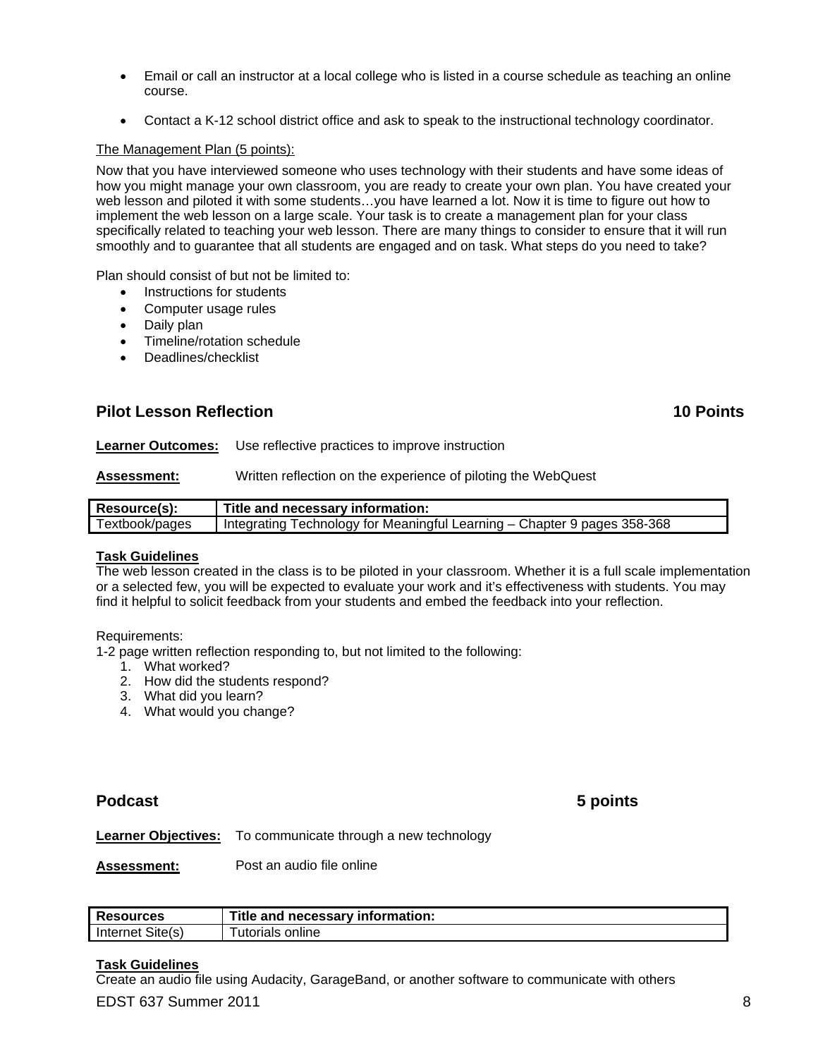- Email or call an instructor at a local college who is listed in a course schedule as teaching an online course.
- Contact a K-12 school district office and ask to speak to the instructional technology coordinator.

The Management Plan (5 points):

Now that you have interviewed someone who uses technology with their students and have some ideas of how you might manage your own classroom, you are ready to create your own plan. You have created your web lesson and piloted it with some students…you have learned a lot. Now it is time to figure out how to implement the web lesson on a large scale. Your task is to create a management plan for your class specifically related to teaching your web lesson. There are many things to consider to ensure that it will run smoothly and to guarantee that all students are engaged and on task. What steps do you need to take?

Plan should consist of but not be limited to:

- Instructions for students
- Computer usage rules
- Daily plan
- Timeline/rotation schedule
- Deadlines/checklist

## Pilot Lesson Reflection 10 Points

**Learner Outcomes:** Use reflective practices to improve instruction

**Assessment:** Written reflection on the experience of piloting the WebQuest

| Resource(s): | Title and necessary information: |
|---|---|
| Textbook/pages | Integrating Technology for Meaningful Learning – Chapter 9 pages 358-368 |

**Task Guidelines**

The web lesson created in the class is to be piloted in your classroom. Whether it is a full scale implementation or a selected few, you will be expected to evaluate your work and it's effectiveness with students. You may find it helpful to solicit feedback from your students and embed the feedback into your reflection.

Requirements:

1-2 page written reflection responding to, but not limited to the following:

1. What worked?
2. How did the students respond?
3. What did you learn?
4. What would you change?

## Podcast 5 points

**Learner Objectives:** To communicate through a new technology

**Assessment:** Post an audio file online

| Resources | Title and necessary information: |
|---|---|
| Internet Site(s) | Tutorials online |

**Task Guidelines**

Create an audio file using Audacity, GarageBand, or another software to communicate with others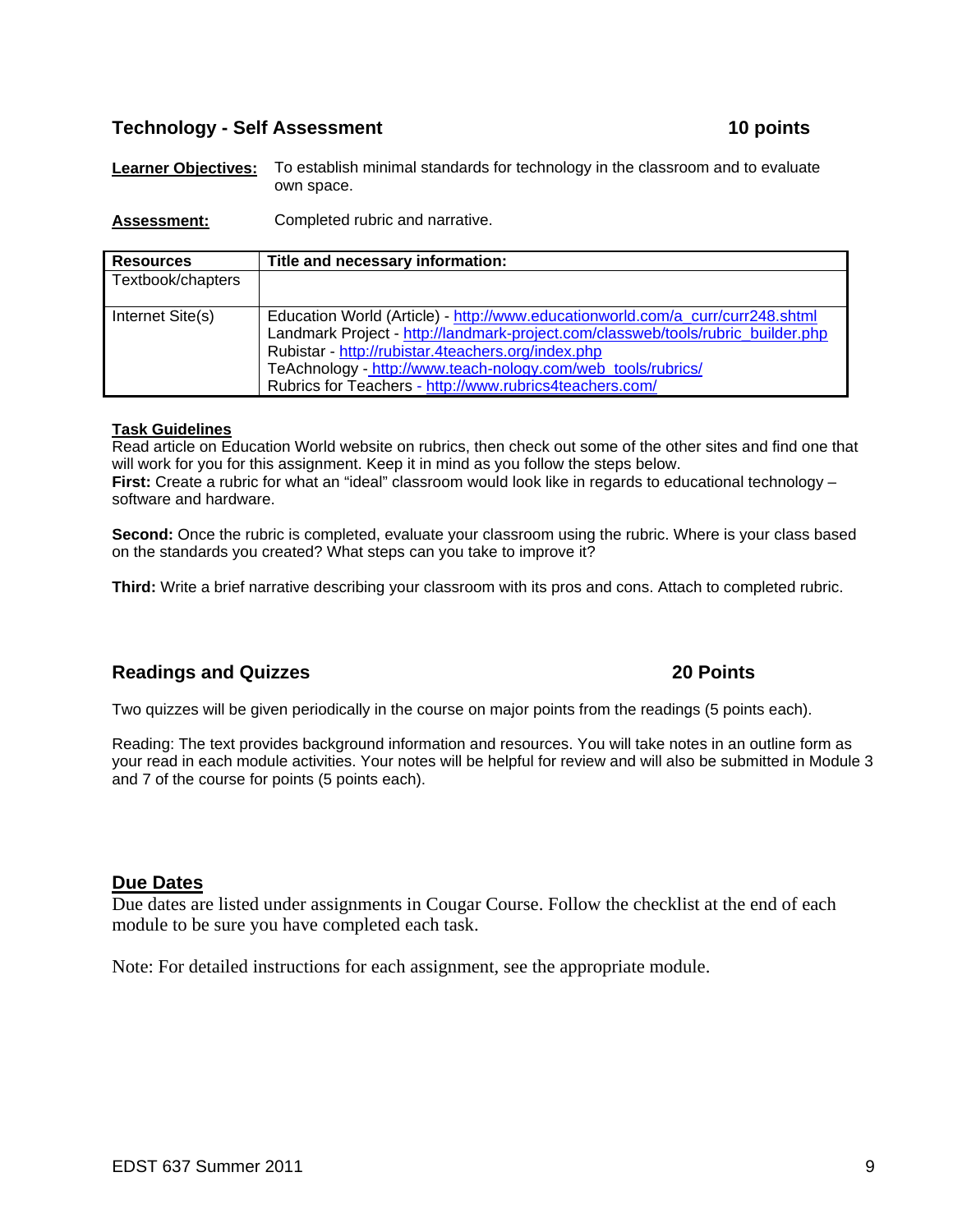## Technology - Self Assessment 10 points

**Learner Objectives:** To establish minimal standards for technology in the classroom and to evaluate own space.

**Assessment:** Completed rubric and narrative.

| Resources | Title and necessary information: |
|---|---|
| Textbook/chapters | |
| Internet Site(s) | Education World (Article) - http://www.educationworld.com/a_curr/curr248.shtml<br>Landmark Project - http://landmark-project.com/classweb/tools/rubric_builder.php<br>Rubistar - http://rubistar.4teachers.org/index.php<br>TeAchnology - http://www.teach-nology.com/web_tools/rubrics/<br>Rubrics for Teachers - http://www.rubrics4teachers.com/ |

**Task Guidelines**

Read article on Education World website on rubrics, then check out some of the other sites and find one that will work for you for this assignment. Keep it in mind as you follow the steps below.

**First:** Create a rubric for what an "ideal" classroom would look like in regards to educational technology – software and hardware.

**Second:** Once the rubric is completed, evaluate your classroom using the rubric. Where is your class based on the standards you created? What steps can you take to improve it?

**Third:** Write a brief narrative describing your classroom with its pros and cons. Attach to completed rubric.

## Readings and Quizzes 20 Points

Two quizzes will be given periodically in the course on major points from the readings (5 points each).

Reading: The text provides background information and resources. You will take notes in an outline form as your read in each module activities. Your notes will be helpful for review and will also be submitted in Module 3 and 7 of the course for points (5 points each).

## Due Dates

Due dates are listed under assignments in Cougar Course. Follow the checklist at the end of each module to be sure you have completed each task.

Note: For detailed instructions for each assignment, see the appropriate module.